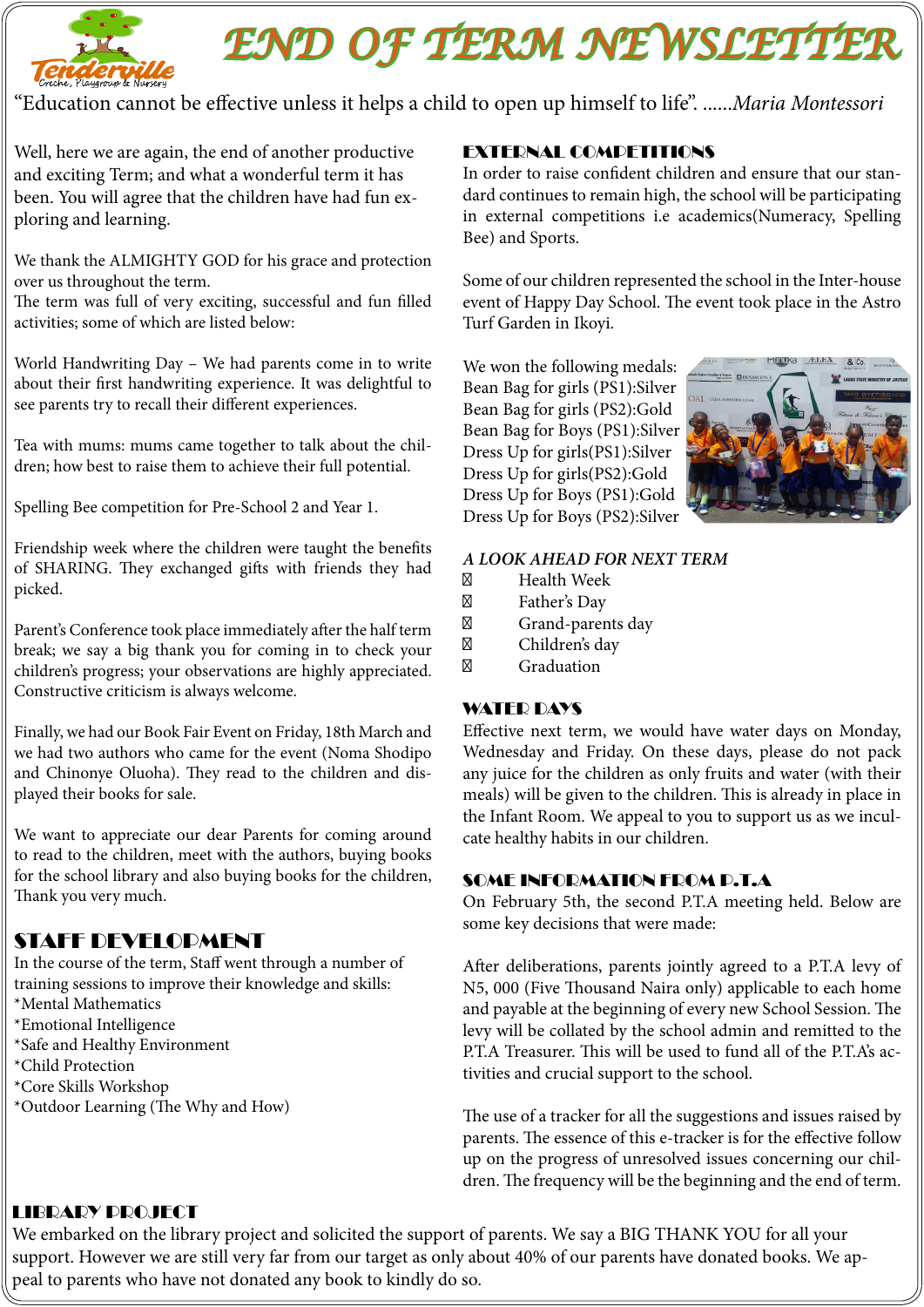# END OF TERM NEWSLETTER

"Education cannot be effective unless it helps a child to open up himself to life". ......*Maria Montessori*

Well, here we are again, the end of another productive and exciting Term; and what a wonderful term it has been. You will agree that the children have had fun exploring and learning.

We thank the ALMIGHTY GOD for his grace and protection over us throughout the term.
The term was full of very exciting, successful and fun filled activities; some of which are listed below:

World Handwriting Day – We had parents come in to write about their first handwriting experience. It was delightful to see parents try to recall their different experiences.

Tea with mums: mums came together to talk about the children; how best to raise them to achieve their full potential.

Spelling Bee competition for Pre-School 2 and Year 1.

Friendship week where the children were taught the benefits of SHARING. They exchanged gifts with friends they had picked.

Parent's Conference took place immediately after the half term break; we say a big thank you for coming in to check your children's progress; your observations are highly appreciated. Constructive criticism is always welcome.

Finally, we had our Book Fair Event on Friday, 18th March and we had two authors who came for the event (Noma Shodipo and Chinonye Oluoha). They read to the children and displayed their books for sale.

We want to appreciate our dear Parents for coming around to read to the children, meet with the authors, buying books for the school library and also buying books for the children, Thank you very much.

## STAFF DEVELOPMENT

In the course of the term, Staff went through a number of training sessions to improve their knowledge and skills:
*Mental Mathematics
*Emotional Intelligence
*Safe and Healthy Environment
*Child Protection
*Core Skills Workshop
*Outdoor Learning (The Why and How)

## EXTERNAL COMPETITIONS

In order to raise confident children and ensure that our standard continues to remain high, the school will be participating in external competitions i.e academics(Numeracy, Spelling Bee) and Sports.

Some of our children represented the school in the Inter-house event of Happy Day School. The event took place in the Astro Turf Garden in Ikoyi.

We won the following medals:
Bean Bag for girls (PS1):Silver
Bean Bag for girls (PS2):Gold
Bean Bag for Boys (PS1):Silver
Dress Up for girls(PS1):Silver
Dress Up for girls(PS2):Gold
Dress Up for Boys (PS1):Gold
Dress Up for Boys (PS2):Silver

### *A LOOK AHEAD FOR NEXT TERM*

- Health Week
- Father's Day
- Grand-parents day
- Children's day
- Graduation

## WATER DAYS

Effective next term, we would have water days on Monday, Wednesday and Friday. On these days, please do not pack any juice for the children as only fruits and water (with their meals) will be given to the children. This is already in place in the Infant Room. We appeal to you to support us as we inculcate healthy habits in our children.

## SOME INFORMATION FROM P.T.A

On February 5th, the second P.T.A meeting held. Below are some key decisions that were made:

After deliberations, parents jointly agreed to a P.T.A levy of N5, 000 (Five Thousand Naira only) applicable to each home and payable at the beginning of every new School Session. The levy will be collated by the school admin and remitted to the P.T.A Treasurer. This will be used to fund all of the P.T.A's activities and crucial support to the school.

The use of a tracker for all the suggestions and issues raised by parents. The essence of this e-tracker is for the effective follow up on the progress of unresolved issues concerning our children. The frequency will be the beginning and the end of term.

## LIBRARY PROJECT

We embarked on the library project and solicited the support of parents. We say a BIG THANK YOU for all your support. However we are still very far from our target as only about 40% of our parents have donated books. We appeal to parents who have not donated any book to kindly do so.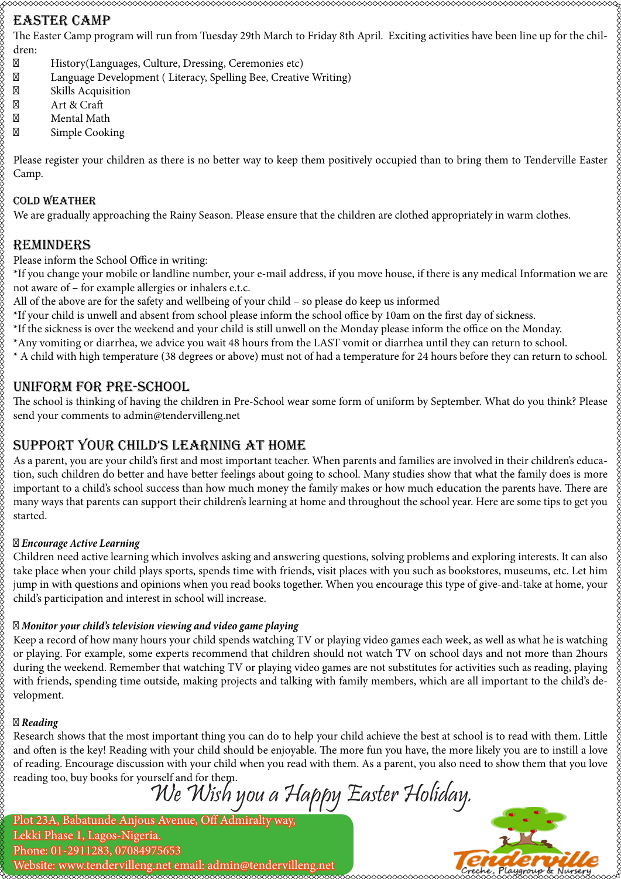## EASTER CAMP

The Easter Camp program will run from Tuesday 29th March to Friday 8th April. Exciting activities have been line up for the children:

- History(Languages, Culture, Dressing, Ceremonies etc)
- Language Development ( Literacy, Spelling Bee, Creative Writing)
- Skills Acquisition
- Art & Craft
- Mental Math
- Simple Cooking

Please register your children as there is no better way to keep them positively occupied than to bring them to Tenderville Easter Camp.

### COLD WEATHER

We are gradually approaching the Rainy Season. Please ensure that the children are clothed appropriately in warm clothes.

## REMINDERS

Please inform the School Office in writing:

*If you change your mobile or landline number, your e-mail address, if you move house, if there is any medical Information we are not aware of – for example allergies or inhalers e.t.c.

All of the above are for the safety and wellbeing of your child – so please do keep us informed

*If your child is unwell and absent from school please inform the school office by 10am on the first day of sickness.

*If the sickness is over the weekend and your child is still unwell on the Monday please inform the office on the Monday.

*Any vomiting or diarrhea, we advice you wait 48 hours from the LAST vomit or diarrhea until they can return to school.

* A child with high temperature (38 degrees or above) must not of had a temperature for 24 hours before they can return to school.

## UNIFORM FOR PRE-SCHOOL

The school is thinking of having the children in Pre-School wear some form of uniform by September. What do you think? Please send your comments to admin@tendervilleng.net

## SUPPORT YOUR CHILD'S LEARNING AT HOME

As a parent, you are your child's first and most important teacher. When parents and families are involved in their children's education, such children do better and have better feelings about going to school. Many studies show that what the family does is more important to a child's school success than how much money the family makes or how much education the parents have. There are many ways that parents can support their children's learning at home and throughout the school year. Here are some tips to get you started.

***Encourage Active Learning***

Children need active learning which involves asking and answering questions, solving problems and exploring interests. It can also take place when your child plays sports, spends time with friends, visit places with you such as bookstores, museums, etc. Let him jump in with questions and opinions when you read books together. When you encourage this type of give-and-take at home, your child's participation and interest in school will increase.

***Monitor your child's television viewing and video game playing***

Keep a record of how many hours your child spends watching TV or playing video games each week, as well as what he is watching or playing. For example, some experts recommend that children should not watch TV on school days and not more than 2hours during the weekend. Remember that watching TV or playing video games are not substitutes for activities such as reading, playing with friends, spending time outside, making projects and talking with family members, which are all important to the child's development.

***Reading***

Research shows that the most important thing you can do to help your child achieve the best at school is to read with them. Little and often is the key! Reading with your child should be enjoyable. The more fun you have, the more likely you are to instill a love of reading. Encourage discussion with your child when you read with them. As a parent, you also need to show them that you love reading too, buy books for yourself and for them.

*We Wish you a Happy Easter Holiday.*

Plot 23A, Babatunde Anjous Avenue, Off Admiralty way,
Lekki Phase 1, Lagos-Nigeria.
Phone: 01-2911283, 07084975653
Website: www.tendervilleng.net email: admin@tendervilleng.net

Tenderville
Creche, Playgroup & Nursery